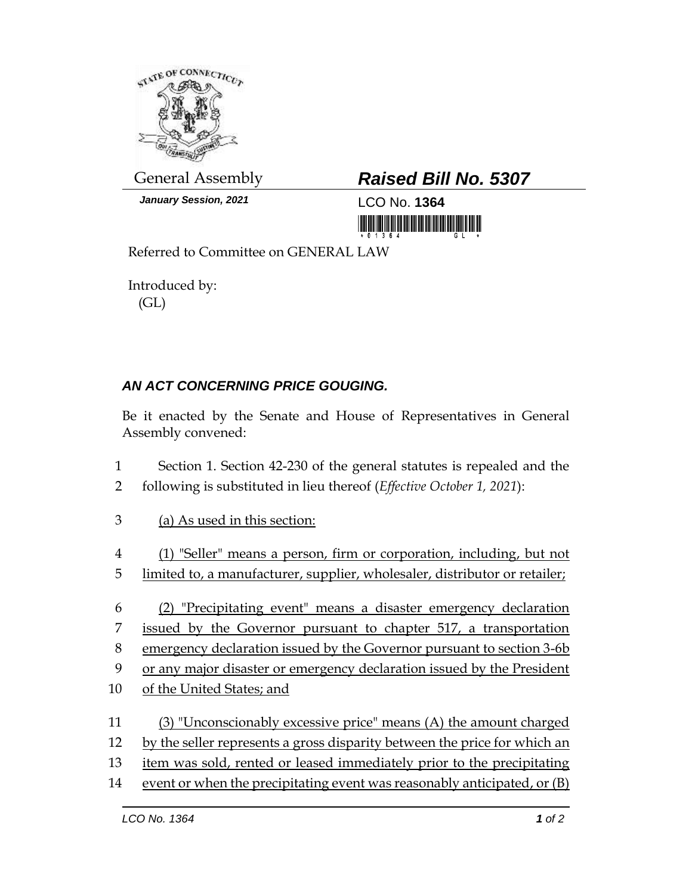General Assembly

***January Session, 2021***

## ***Raised Bill No. 5307***

LCO No. **1364**

Referred to Committee on GENERAL LAW

Introduced by:
(GL)

### ***AN ACT CONCERNING PRICE GOUGING.***

Be it enacted by the Senate and House of Representatives in General Assembly convened:

1 Section 1. Section 42-230 of the general statutes is repealed and the
2 following is substituted in lieu thereof (*Effective October 1, 2021*):

3 <u>(a) As used in this section:</u>

4 <u>(1) "Seller" means a person, firm or corporation, including, but not</u>
5 <u>limited to, a manufacturer, supplier, wholesaler, distributor or retailer;</u>

6 <u>(2) "Precipitating event" means a disaster emergency declaration</u>
7 <u>issued by the Governor pursuant to chapter 517, a transportation</u>
8 <u>emergency declaration issued by the Governor pursuant to section 3-6b</u>
9 <u>or any major disaster or emergency declaration issued by the President</u>
10 <u>of the United States; and</u>

11 <u>(3) "Unconscionably excessive price" means (A) the amount charged</u>
12 <u>by the seller represents a gross disparity between the price for which an</u>
13 <u>item was sold, rented or leased immediately prior to the precipitating</u>
14 <u>event or when the precipitating event was reasonably anticipated, or (B)</u>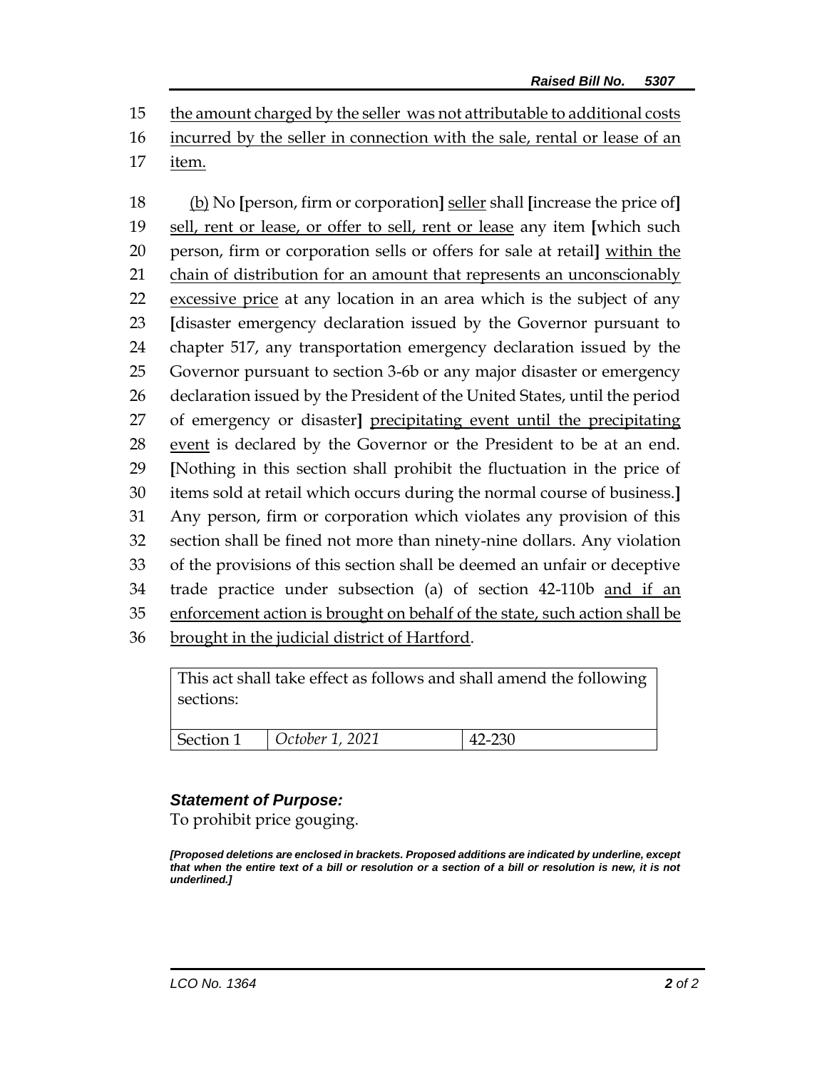15 the amount charged by the seller was not attributable to additional costs
16 incurred by the seller in connection with the sale, rental or lease of an
17 item.

18 (b) No [person, firm or corporation] seller shall [increase the price of]
19 sell, rent or lease, or offer to sell, rent or lease any item [which such
20 person, firm or corporation sells or offers for sale at retail] within the
21 chain of distribution for an amount that represents an unconscionably
22 excessive price at any location in an area which is the subject of any
23 [disaster emergency declaration issued by the Governor pursuant to
24 chapter 517, any transportation emergency declaration issued by the
25 Governor pursuant to section 3-6b or any major disaster or emergency
26 declaration issued by the President of the United States, until the period
27 of emergency or disaster] precipitating event until the precipitating
28 event is declared by the Governor or the President to be at an end.
29 [Nothing in this section shall prohibit the fluctuation in the price of
30 items sold at retail which occurs during the normal course of business.]
31 Any person, firm or corporation which violates any provision of this
32 section shall be fined not more than ninety-nine dollars. Any violation
33 of the provisions of this section shall be deemed an unfair or deceptive
34 trade practice under subsection (a) of section 42-110b and if an
35 enforcement action is brought on behalf of the state, such action shall be
36 brought in the judicial district of Hartford.

| This act shall take effect as follows and shall amend the following sections: | | |
|---|---|---|
| Section 1 | *October 1, 2021* | 42-230 |

### *Statement of Purpose:*

To prohibit price gouging.

***[Proposed deletions are enclosed in brackets. Proposed additions are indicated by underline, except that when the entire text of a bill or resolution or a section of a bill or resolution is new, it is not underlined.]***